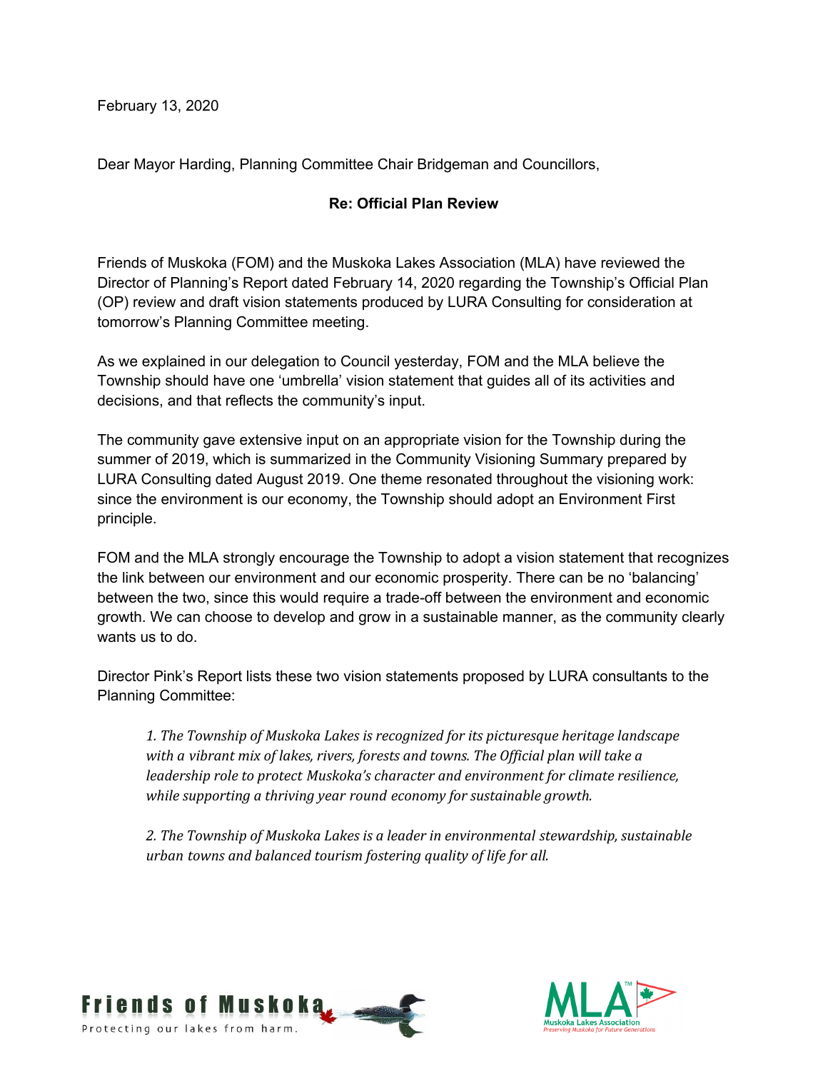February 13, 2020

Dear Mayor Harding, Planning Committee Chair Bridgeman and Councillors,

**Re: Official Plan Review**

Friends of Muskoka (FOM) and the Muskoka Lakes Association (MLA) have reviewed the Director of Planning's Report dated February 14, 2020 regarding the Township's Official Plan (OP) review and draft vision statements produced by LURA Consulting for consideration at tomorrow's Planning Committee meeting.

As we explained in our delegation to Council yesterday, FOM and the MLA believe the Township should have one 'umbrella' vision statement that guides all of its activities and decisions, and that reflects the community's input.

The community gave extensive input on an appropriate vision for the Township during the summer of 2019, which is summarized in the Community Visioning Summary prepared by LURA Consulting dated August 2019. One theme resonated throughout the visioning work: since the environment is our economy, the Township should adopt an Environment First principle.

FOM and the MLA strongly encourage the Township to adopt a vision statement that recognizes the link between our environment and our economic prosperity. There can be no 'balancing' between the two, since this would require a trade-off between the environment and economic growth. We can choose to develop and grow in a sustainable manner, as the community clearly wants us to do.

Director Pink's Report lists these two vision statements proposed by LURA consultants to the Planning Committee:

> *1. The Township of Muskoka Lakes is recognized for its picturesque heritage landscape with a vibrant mix of lakes, rivers, forests and towns. The Official plan will take a leadership role to protect Muskoka's character and environment for climate resilience, while supporting a thriving year round economy for sustainable growth.*
>
> *2. The Township of Muskoka Lakes is a leader in environmental stewardship, sustainable urban towns and balanced tourism fostering quality of life for all.*

Friends of Muskoka
Protecting our lakes from harm.

MLA
Muskoka Lakes Association
Preserving Muskoka for Future Generations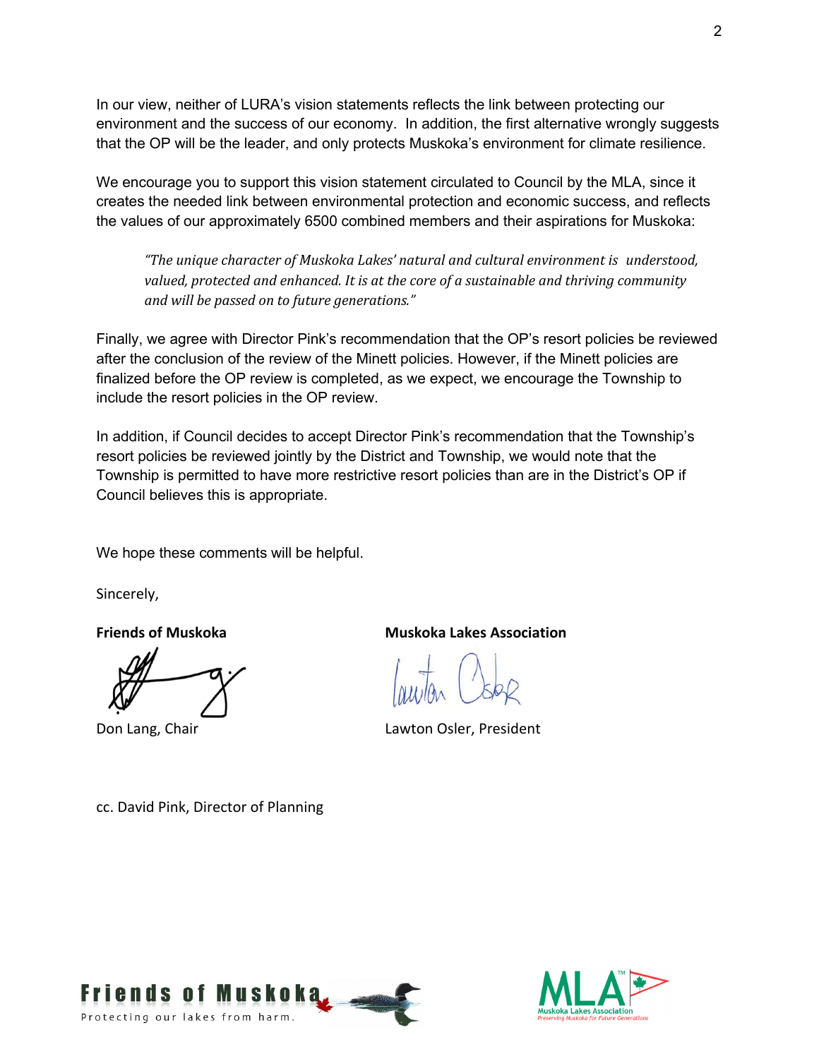In our view, neither of LURA's vision statements reflects the link between protecting our environment and the success of our economy. In addition, the first alternative wrongly suggests that the OP will be the leader, and only protects Muskoka's environment for climate resilience.

We encourage you to support this vision statement circulated to Council by the MLA, since it creates the needed link between environmental protection and economic success, and reflects the values of our approximately 6500 combined members and their aspirations for Muskoka:

> *"The unique character of Muskoka Lakes' natural and cultural environment is understood, valued, protected and enhanced. It is at the core of a sustainable and thriving community and will be passed on to future generations."*

Finally, we agree with Director Pink's recommendation that the OP's resort policies be reviewed after the conclusion of the review of the Minett policies. However, if the Minett policies are finalized before the OP review is completed, as we expect, we encourage the Township to include the resort policies in the OP review.

In addition, if Council decides to accept Director Pink's recommendation that the Township's resort policies be reviewed jointly by the District and Township, we would note that the Township is permitted to have more restrictive resort policies than are in the District's OP if Council believes this is appropriate.

We hope these comments will be helpful.

Sincerely,

**Friends of Muskoka**

Don Lang, Chair

**Muskoka Lakes Association**

Lawton Osler, President

cc. David Pink, Director of Planning

Friends of Muskoka
Protecting our lakes from harm.

MLA
Muskoka Lakes Association
Preserving Muskoka for Future Generations